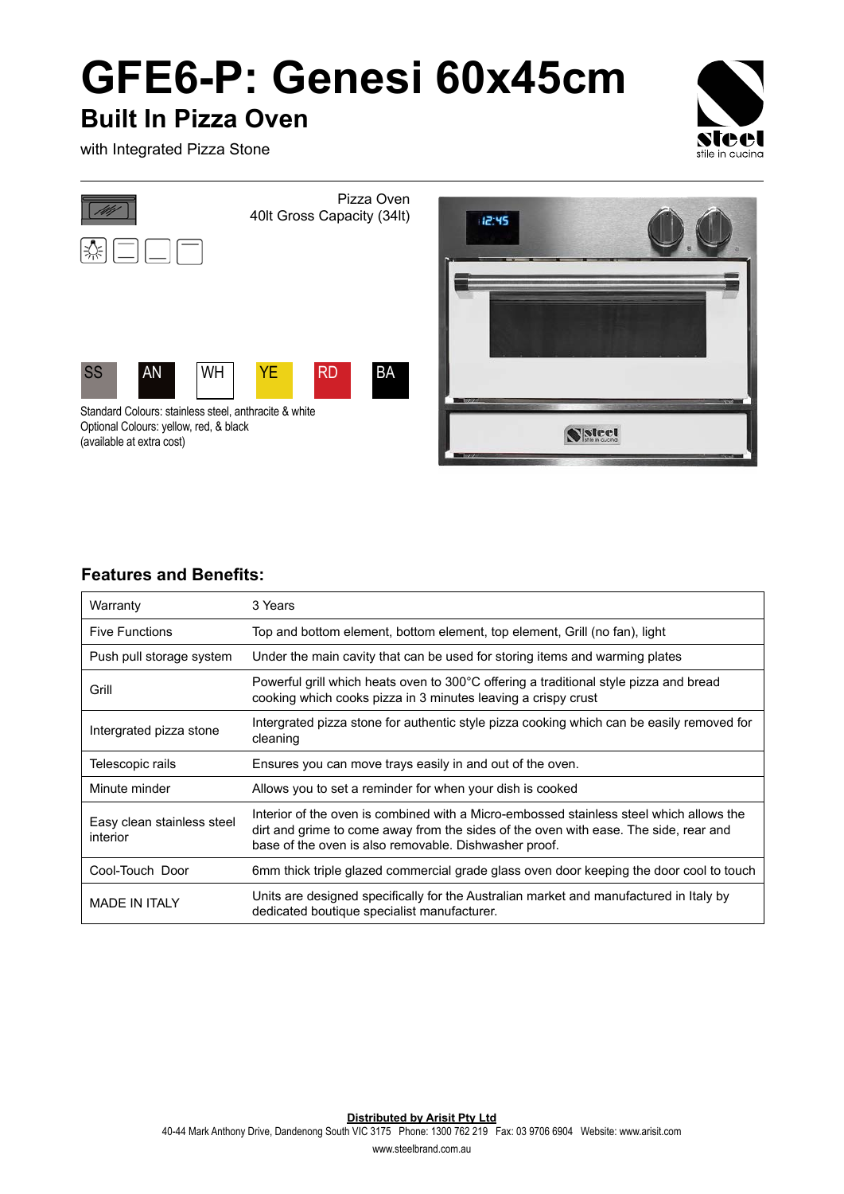# GFE6-P: Genesi 60x45cm

## Built In Pizza Oven

with Integrated Pizza Stone

Pizza Oven
40lt Gross Capacity (34lt)

SS AN WH YE RD BA

Standard Colours: stainless steel, anthracite & white
Optional Colours: yellow, red, & black
(available at extra cost)

### Features and Benefits:

| Warranty | 3 Years |
|---|---|
| Five Functions | Top and bottom element, bottom element, top element, Grill (no fan), light |
| Push pull storage system | Under the main cavity that can be used for storing items and warming plates |
| Grill | Powerful grill which heats oven to 300°C offering a traditional style pizza and bread cooking which cooks pizza in 3 minutes leaving a crispy crust |
| Intergrated pizza stone | Intergrated pizza stone for authentic style pizza cooking which can be easily removed for cleaning |
| Telescopic rails | Ensures you can move trays easily in and out of the oven. |
| Minute minder | Allows you to set a reminder for when your dish is cooked |
| Easy clean stainless steel interior | Interior of the oven is combined with a Micro-embossed stainless steel which allows the dirt and grime to come away from the sides of the oven with ease. The side, rear and base of the oven is also removable. Dishwasher proof. |
| Cool-Touch Door | 6mm thick triple glazed commercial grade glass oven door keeping the door cool to touch |
| MADE IN ITALY | Units are designed specifically for the Australian market and manufactured in Italy by dedicated boutique specialist manufacturer. |

**Distributed by Arisit Pty Ltd**
40-44 Mark Anthony Drive, Dandenong South VIC 3175 Phone: 1300 762 219 Fax: 03 9706 6904 Website: www.arisit.com
www.steelbrand.com.au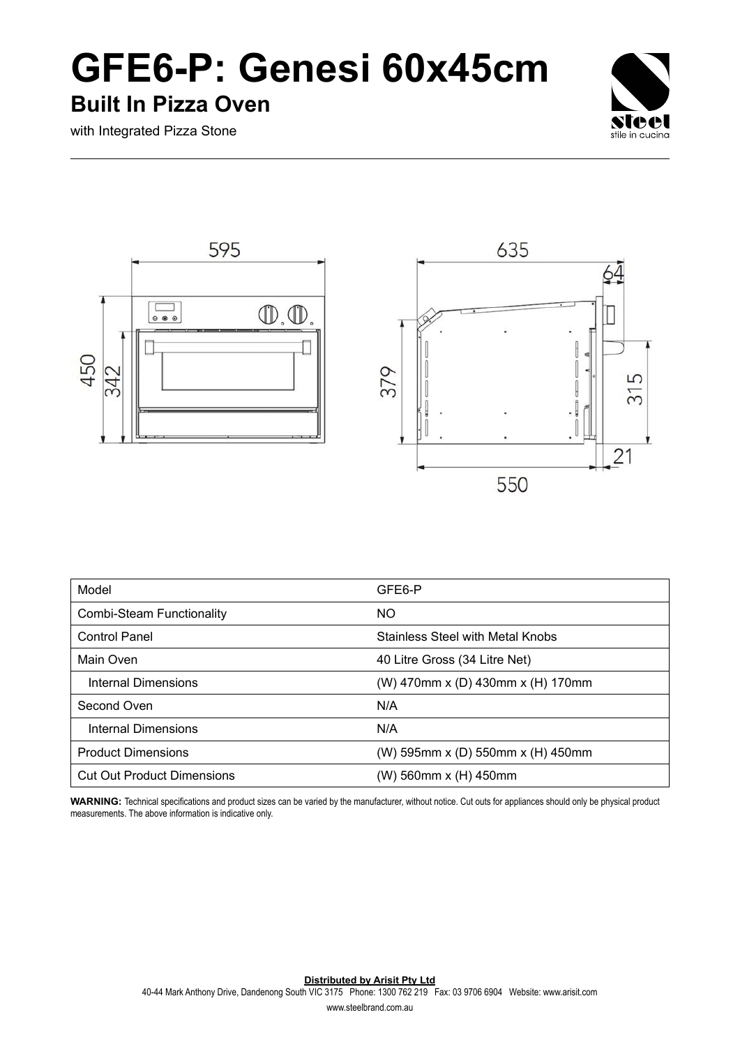# GFE6-P: Genesi 60x45cm

## Built In Pizza Oven

with Integrated Pizza Stone

595
450
342
635
64
379
315
21
550

| | |
|---|---|
| Model | GFE6-P |
| Combi-Steam Functionality | NO |
| Control Panel | Stainless Steel with Metal Knobs |
| Main Oven | 40 Litre Gross (34 Litre Net) |
| Internal Dimensions | (W) 470mm x (D) 430mm x (H) 170mm |
| Second Oven | N/A |
| Internal Dimensions | N/A |
| Product Dimensions | (W) 595mm x (D) 550mm x (H) 450mm |
| Cut Out Product Dimensions | (W) 560mm x (H) 450mm |

**WARNING:** Technical specifications and product sizes can be varied by the manufacturer, without notice. Cut outs for appliances should only be physical product measurements. The above information is indicative only.

**Distributed by Arisit Pty Ltd**
40-44 Mark Anthony Drive, Dandenong South VIC 3175 Phone: 1300 762 219 Fax: 03 9706 6904 Website: www.arisit.com
www.steelbrand.com.au